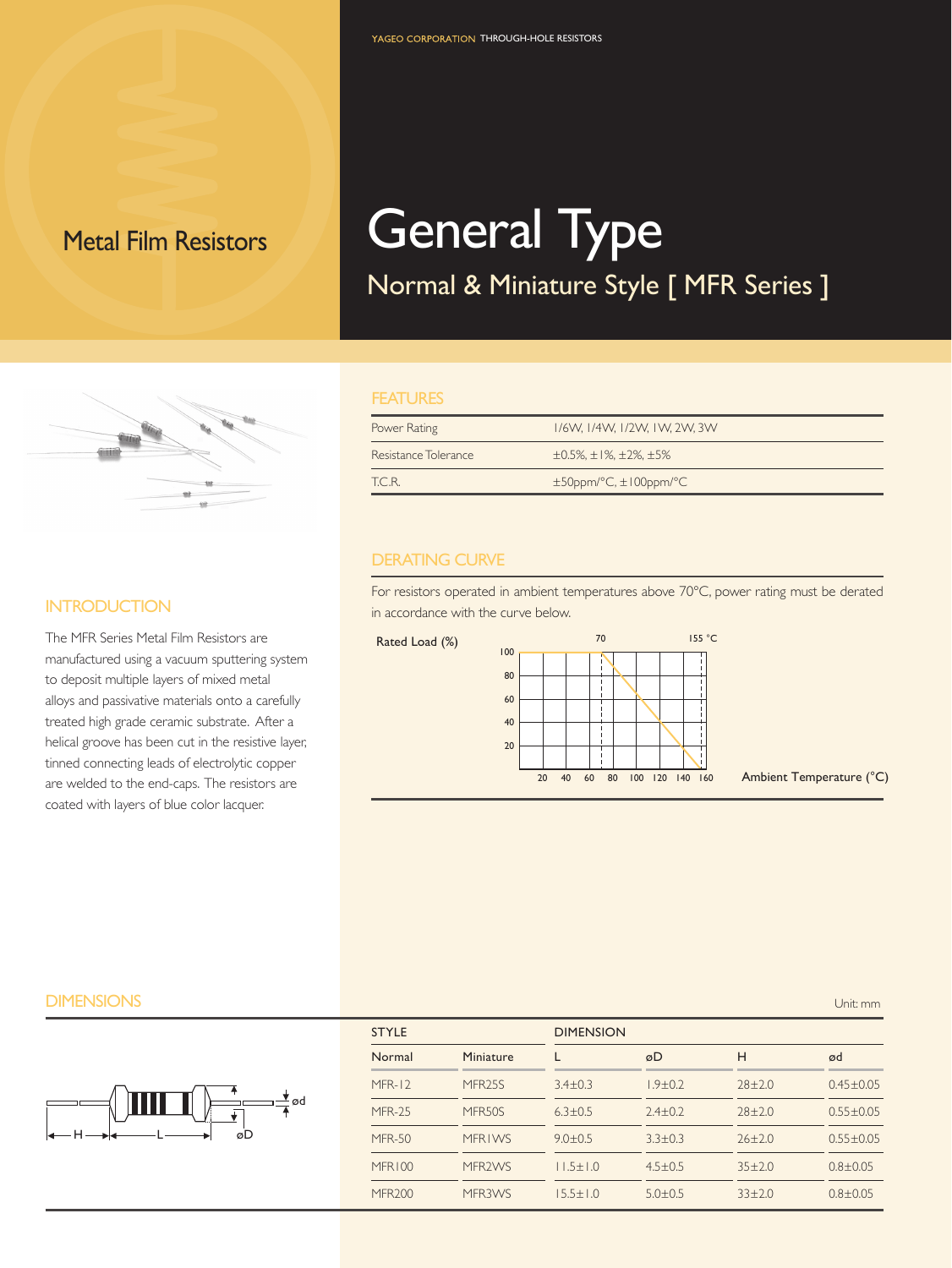YAGEO CORPORATION THROUGH-HOLE RESISTORS

# Metal Film Resistors

# General Type

## Normal & Miniature Style [ MFR Series ]

## INTRODUCTION

The MFR Series Metal Film Resistors are manufactured using a vacuum sputtering system to deposit multiple layers of mixed metal alloys and passivative materials onto a carefully treated high grade ceramic substrate. After a helical groove has been cut in the resistive layer, tinned connecting leads of electrolytic copper are welded to the end-caps. The resistors are coated with layers of blue color lacquer.

## FEATURES

| Power Rating | 1/6W, 1/4W, 1/2W, 1W, 2W, 3W |
|---|---|
| Resistance Tolerance | ±0.5%, ±1%, ±2%, ±5% |
| T.C.R. | ±50ppm/°C, ±100ppm/°C |

## DERATING CURVE

For resistors operated in ambient temperatures above 70°C, power rating must be derated in accordance with the curve below.

Rated Load (%)

70 155 °C

Ambient Temperature (°C)

## DIMENSIONS

Unit: mm

| STYLE | | DIMENSION | | | |
|---|---|---|---|---|---|
| Normal | Miniature | L | øD | H | ød |
| MFR-12 | MFR25S | 3.4±0.3 | 1.9±0.2 | 28±2.0 | 0.45±0.05 |
| MFR-25 | MFR50S | 6.3±0.5 | 2.4±0.2 | 28±2.0 | 0.55±0.05 |
| MFR-50 | MFR1WS | 9.0±0.5 | 3.3±0.3 | 26±2.0 | 0.55±0.05 |
| MFR100 | MFR2WS | 11.5±1.0 | 4.5±0.5 | 35±2.0 | 0.8±0.05 |
| MFR200 | MFR3WS | 15.5±1.0 | 5.0±0.5 | 33±2.0 | 0.8±0.05 |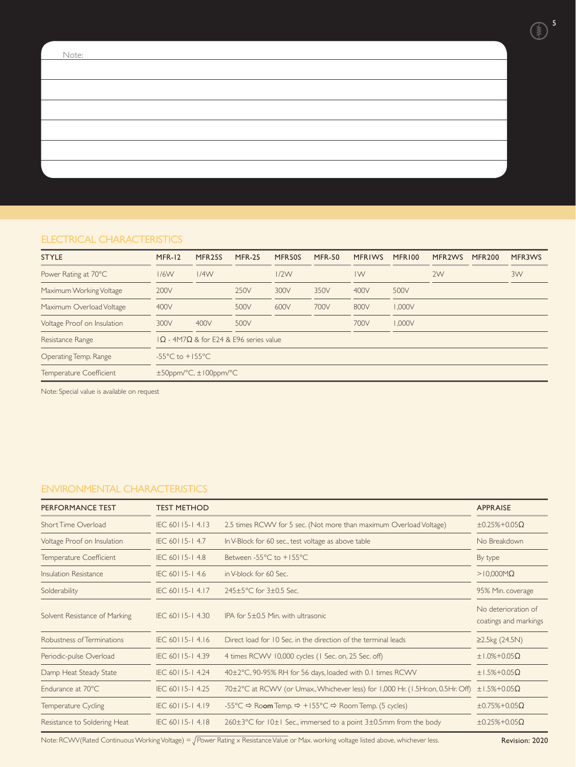Note:

## ELECTRICAL CHARACTERISTICS

| STYLE | MFR-12 | MFR25S | MFR-25 | MFR50S | MFR-50 | MFR1WS | MFR100 | MFR2WS | MFR200 | MFR3WS |
|---|---|---|---|---|---|---|---|---|---|---|
| Power Rating at 70°C | 1/6W | 1/4W | | 1/2W | | 1W | | 2W | | 3W |
| Maximum Working Voltage | 200V | | 250V | 300V | 350V | 400V | 500V | | | |
| Maximum Overload Voltage | 400V | | 500V | 600V | 700V | 800V | 1,000V | | | |
| Voltage Proof on Insulation | 300V | 400V | 500V | | | 700V | 1,000V | | | |
| Resistance Range | 1Ω - 4M7Ω & for E24 & E96 series value | | | | | | | | | |
| Operating Temp. Range | -55°C to +155°C | | | | | | | | | |
| Temperature Coefficient | ±50ppm/°C, ±100ppm/°C | | | | | | | | | |

Note: Special value is available on request

## ENVIRONMENTAL CHARACTERISTICS

| PERFORMANCE TEST | TEST METHOD | | APPRAISE |
|---|---|---|---|
| Short Time Overload | IEC 60115-1 4.13 | 2.5 times RCWV for 5 sec. (Not more than maximum Overload Voltage) | ±0.25%+0.05Ω |
| Voltage Proof on Insulation | IEC 60115-1 4.7 | In V-Block for 60 sec., test voltage as above table | No Breakdown |
| Temperature Coefficient | IEC 60115-1 4.8 | Between -55°C to +155°C | By type |
| Insulation Resistance | IEC 60115-1 4.6 | in V-block for 60 Sec. | >10,000MΩ |
| Solderability | IEC 60115-1 4.17 | 245±5°C for 3±0.5 Sec. | 95% Min. coverage |
| Solvent Resistance of Marking | IEC 60115-1 4.30 | IPA for 5±0.5 Min. with ultrasonic | No deterioration of coatings and markings |
| Robustness of Terminations | IEC 60115-1 4.16 | Direct load for 10 Sec. in the direction of the terminal leads | ≥2.5kg (24.5N) |
| Periodic-pulse Overload | IEC 60115-1 4.39 | 4 times RCWV 10,000 cycles (1 Sec. on, 25 Sec. off) | ±1.0%+0.05Ω |
| Damp Heat Steady State | IEC 60115-1 4.24 | 40±2°C, 90-95% RH for 56 days, loaded with 0.1 times RCWV | ±1.5%+0.05Ω |
| Endurance at 70°C | IEC 60115-1 4.25 | 70±2°C at RCWV (or Umax., Whichever less) for 1,000 Hr. (1.5Hr.on, 0.5Hr. Off) | ±1.5%+0.05Ω |
| Temperature Cycling | IEC 60115-1 4.19 | -55°C ⇨ Room Temp. ⇨ +155°C ⇨ Room Temp. (5 cycles) | ±0.75%+0.05Ω |
| Resistance to Soldering Heat | IEC 60115-1 4.18 | 260±3°C for 10±1 Sec., immersed to a point 3±0.5mm from the body | ±0.25%+0.05Ω |

Note: RCWV(Rated Continuous Working Voltage) = $\sqrt{\text{Power Rating x Resistance Value}}$ or Max. working voltage listed above, whichever less.

Revision: 2020